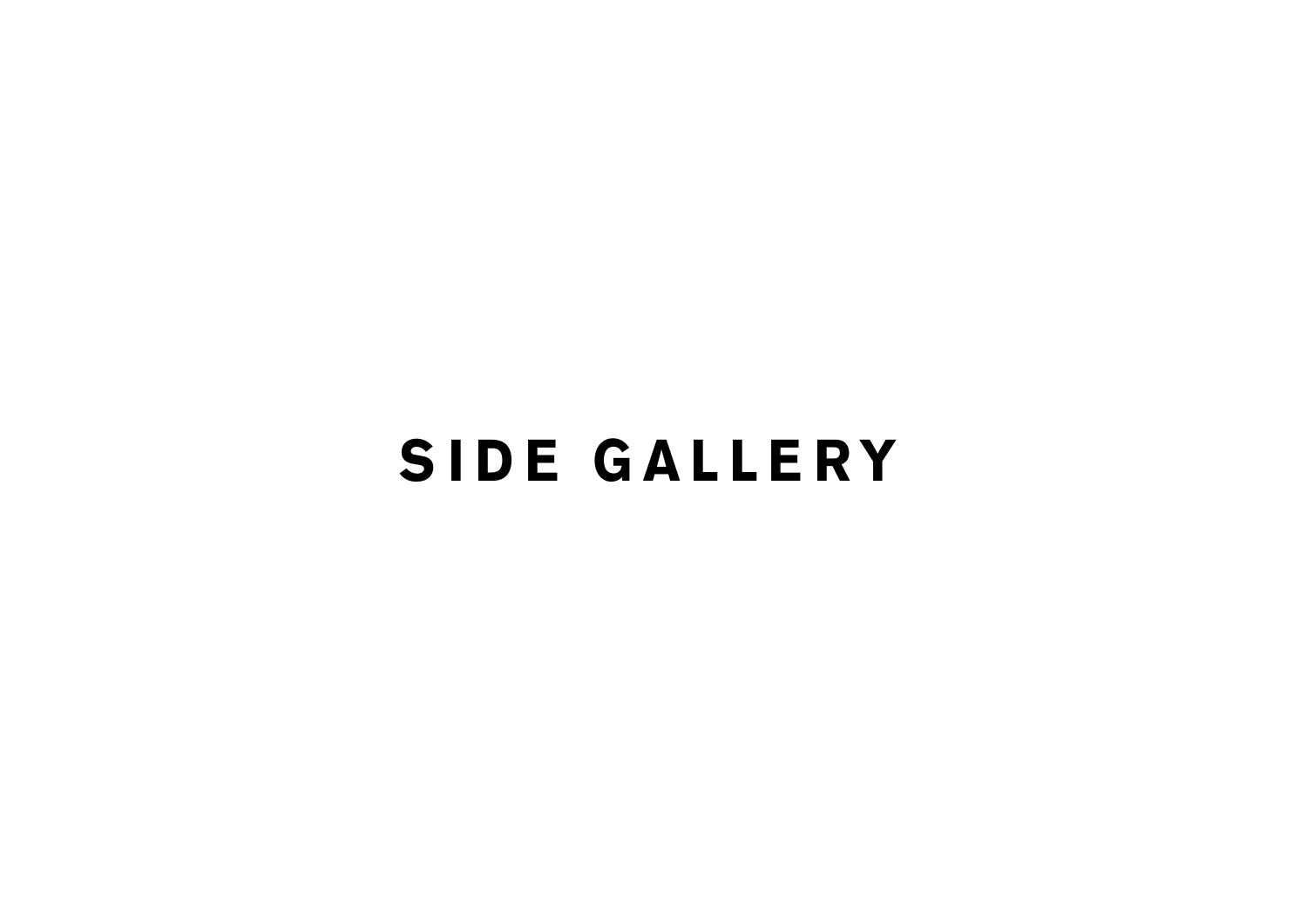# SIDE GALLERY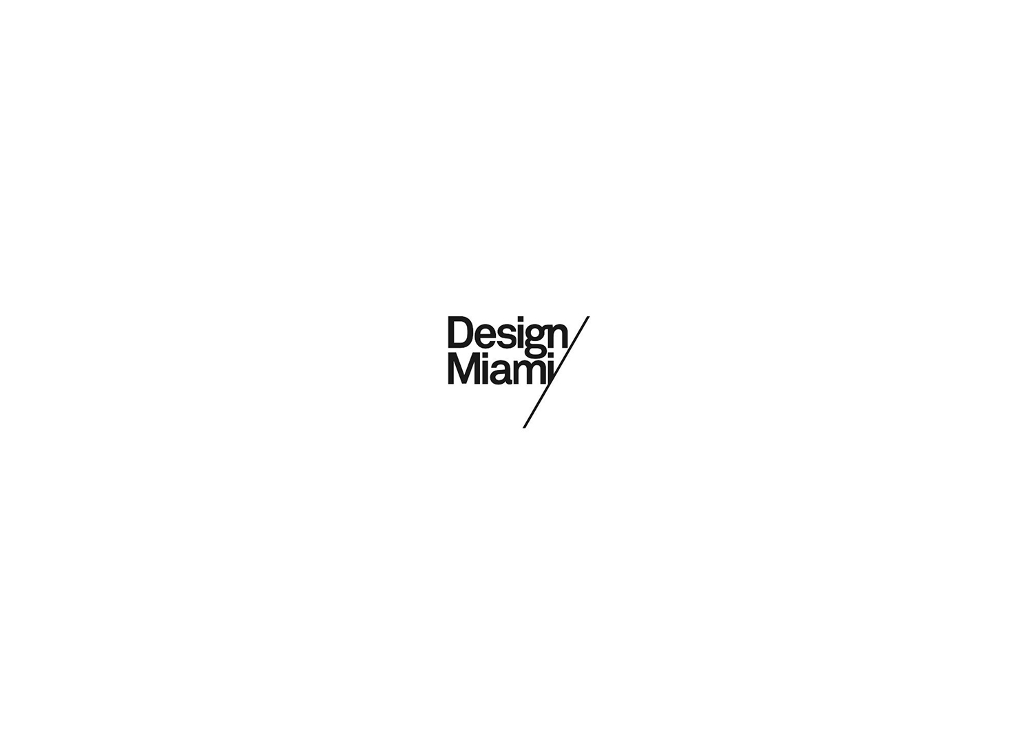Design
Miami/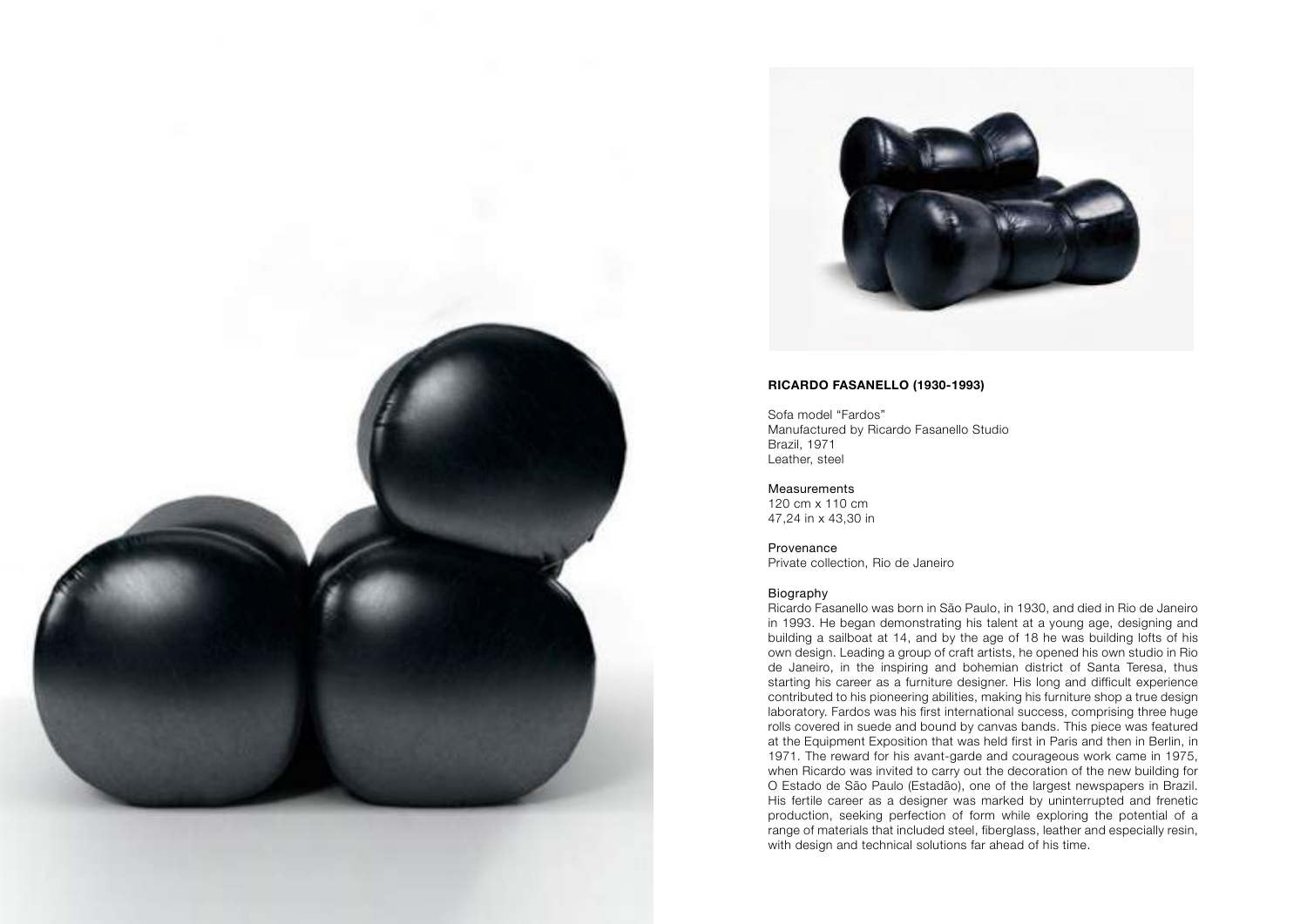**RICARDO FASANELLO (1930-1993)**

Sofa model “Fardos”
Manufactured by Ricardo Fasanello Studio
Brazil, 1971
Leather, steel

Measurements
120 cm x 110 cm
47,24 in x 43,30 in

Provenance
Private collection, Rio de Janeiro

Biography
Ricardo Fasanello was born in São Paulo, in 1930, and died in Rio de Janeiro in 1993. He began demonstrating his talent at a young age, designing and building a sailboat at 14, and by the age of 18 he was building lofts of his own design. Leading a group of craft artists, he opened his own studio in Rio de Janeiro, in the inspiring and bohemian district of Santa Teresa, thus starting his career as a furniture designer. His long and difficult experience contributed to his pioneering abilities, making his furniture shop a true design laboratory. Fardos was his first international success, comprising three huge rolls covered in suede and bound by canvas bands. This piece was featured at the Equipment Exposition that was held first in Paris and then in Berlin, in 1971. The reward for his avant-garde and courageous work came in 1975, when Ricardo was invited to carry out the decoration of the new building for O Estado de São Paulo (Estadão), one of the largest newspapers in Brazil. His fertile career as a designer was marked by uninterrupted and frenetic production, seeking perfection of form while exploring the potential of a range of materials that included steel, fiberglass, leather and especially resin, with design and technical solutions far ahead of his time.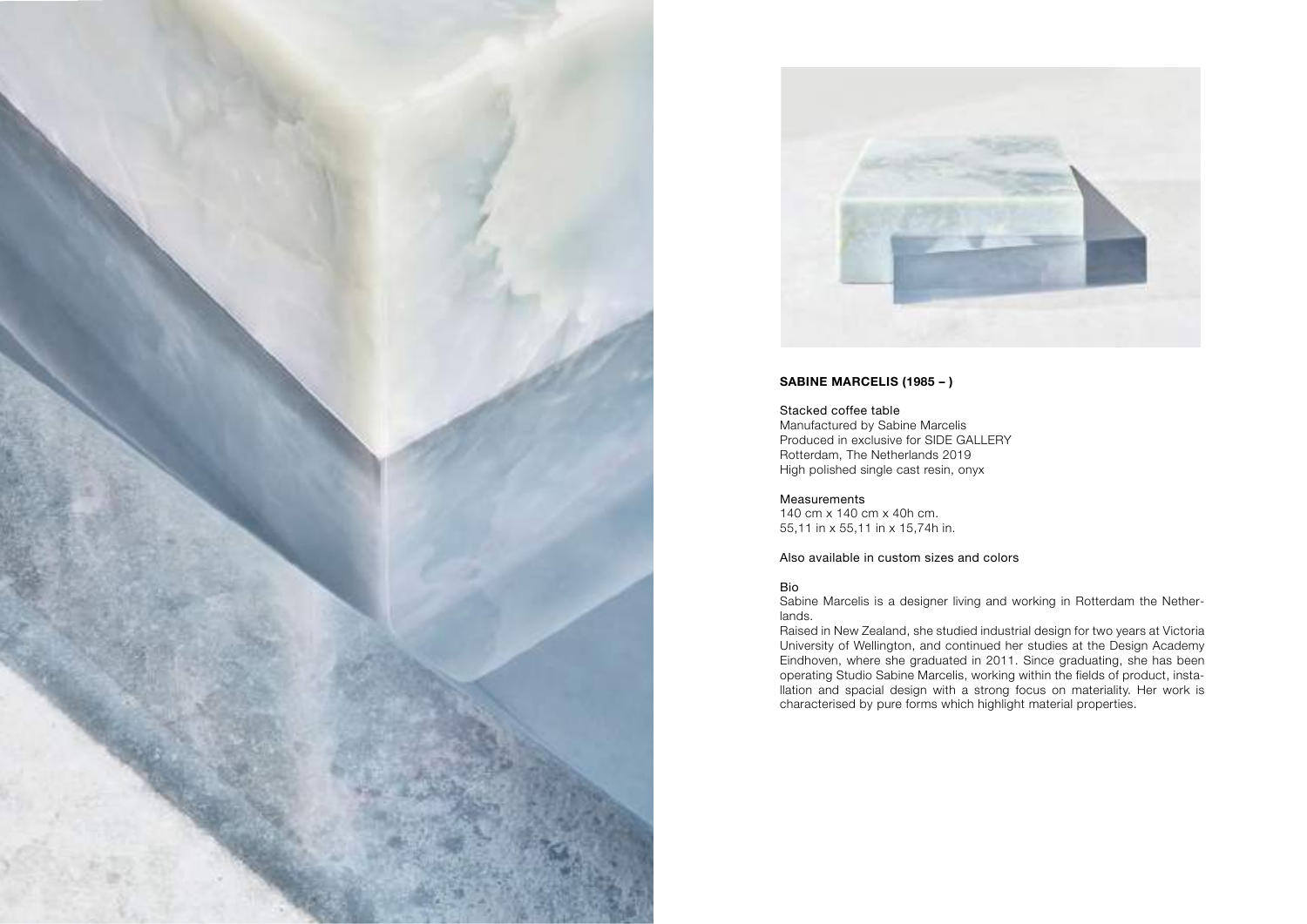**SABINE MARCELIS (1985 – )**

Stacked coffee table
Manufactured by Sabine Marcelis
Produced in exclusive for SIDE GALLERY
Rotterdam, The Netherlands 2019
High polished single cast resin, onyx

Measurements
140 cm x 140 cm x 40h cm.
55,11 in x 55,11 in x 15,74h in.

Also available in custom sizes and colors

Bio
Sabine Marcelis is a designer living and working in Rotterdam the Netherlands.
Raised in New Zealand, she studied industrial design for two years at Victoria University of Wellington, and continued her studies at the Design Academy Eindhoven, where she graduated in 2011. Since graduating, she has been operating Studio Sabine Marcelis, working within the fields of product, installation and spacial design with a strong focus on materiality. Her work is characterised by pure forms which highlight material properties.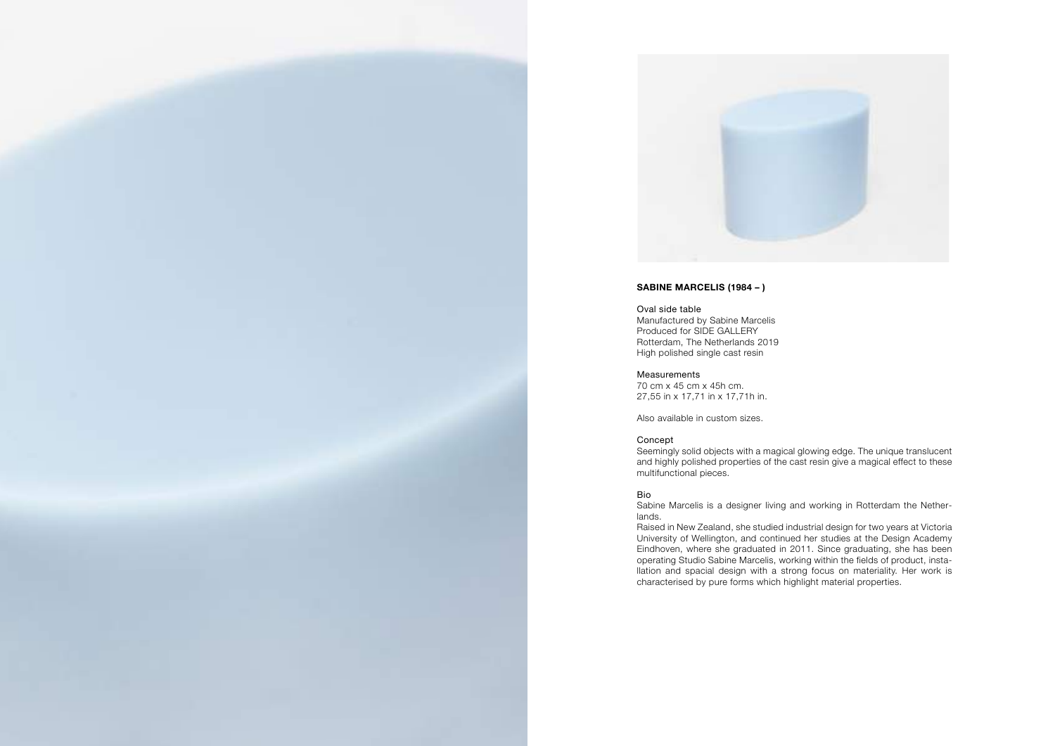**SABINE MARCELIS (1984 – )**

Oval side table
Manufactured by Sabine Marcelis
Produced for SIDE GALLERY
Rotterdam, The Netherlands 2019
High polished single cast resin

Measurements
70 cm x 45 cm x 45h cm.
27,55 in x 17,71 in x 17,71h in.

Also available in custom sizes.

Concept
Seemingly solid objects with a magical glowing edge. The unique translucent and highly polished properties of the cast resin give a magical effect to these multifunctional pieces.

Bio
Sabine Marcelis is a designer living and working in Rotterdam the Netherlands.
Raised in New Zealand, she studied industrial design for two years at Victoria University of Wellington, and continued her studies at the Design Academy Eindhoven, where she graduated in 2011. Since graduating, she has been operating Studio Sabine Marcelis, working within the fields of product, installation and spacial design with a strong focus on materiality. Her work is characterised by pure forms which highlight material properties.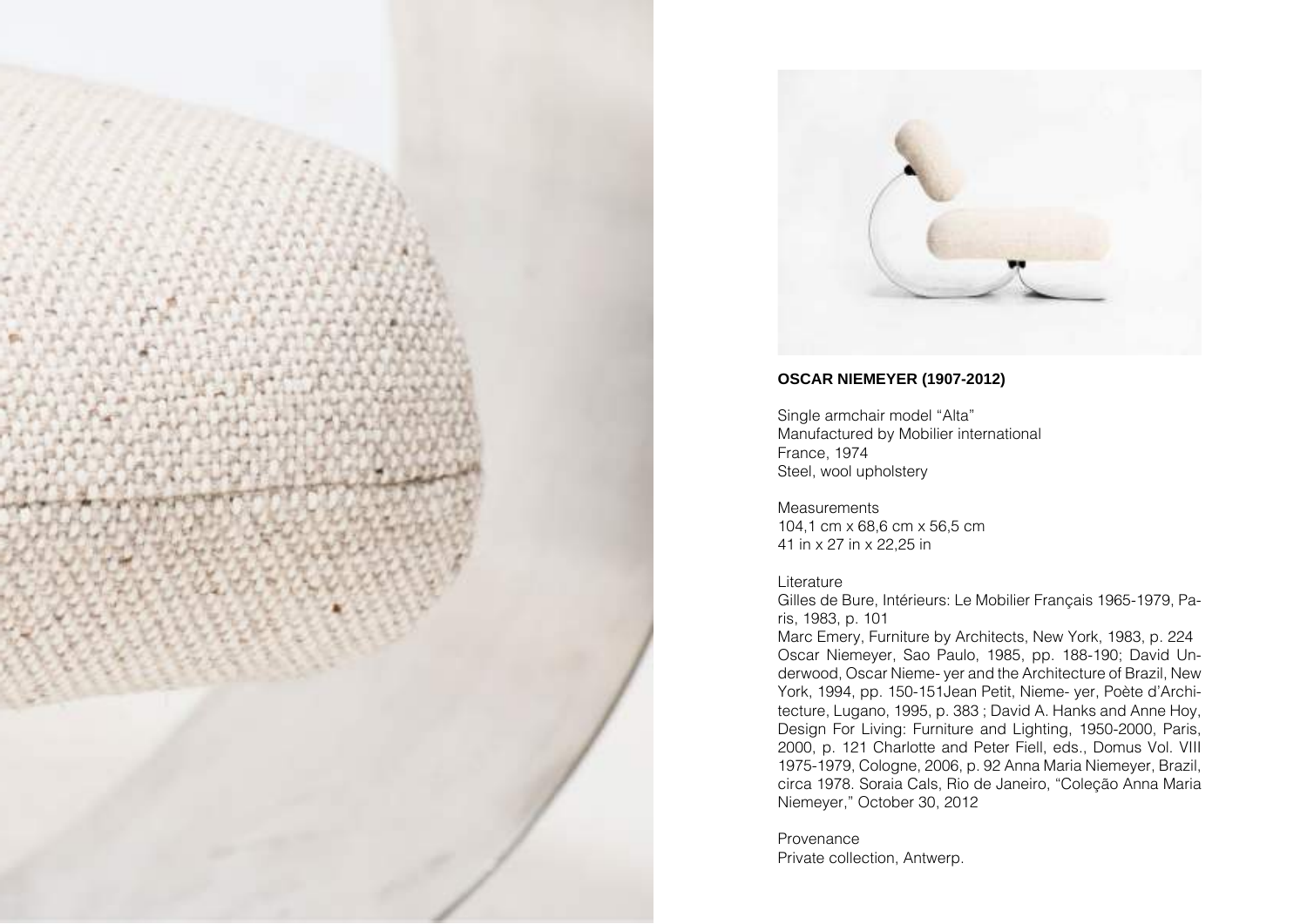**OSCAR NIEMEYER (1907-2012)**

Single armchair model "Alta"
Manufactured by Mobilier international
France, 1974
Steel, wool upholstery

Measurements
104,1 cm x 68,6 cm x 56,5 cm
41 in x 27 in x 22,25 in

Literature
Gilles de Bure, Intérieurs: Le Mobilier Français 1965-1979, Paris, 1983, p. 101
Marc Emery, Furniture by Architects, New York, 1983, p. 224
Oscar Niemeyer, Sao Paulo, 1985, pp. 188-190; David Underwood, Oscar Nieme- yer and the Architecture of Brazil, New York, 1994, pp. 150-151Jean Petit, Nieme- yer, Poète d'Architecture, Lugano, 1995, p. 383 ; David A. Hanks and Anne Hoy, Design For Living: Furniture and Lighting, 1950-2000, Paris, 2000, p. 121 Charlotte and Peter Fiell, eds., Domus Vol. VIII 1975-1979, Cologne, 2006, p. 92 Anna Maria Niemeyer, Brazil, circa 1978. Soraia Cals, Rio de Janeiro, "Coleção Anna Maria Niemeyer," October 30, 2012

Provenance
Private collection, Antwerp.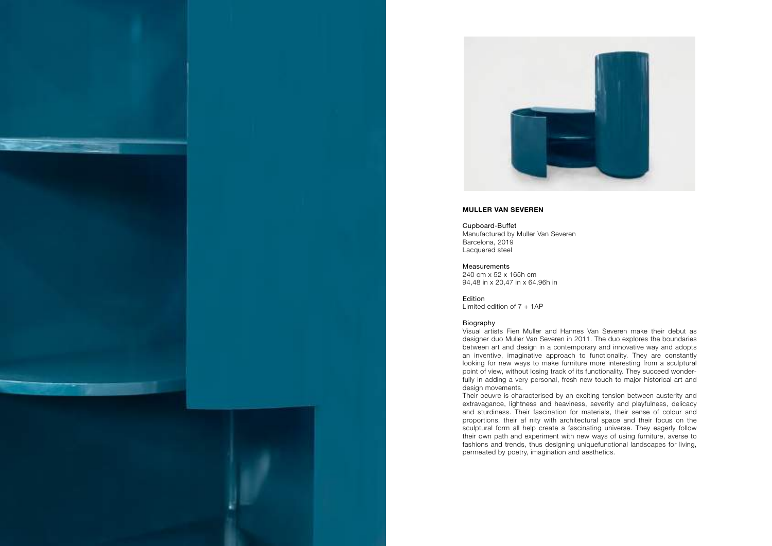**MULLER VAN SEVEREN**

Cupboard-Buffet
Manufactured by Muller Van Severen
Barcelona, 2019
Lacquered steel

Measurements
240 cm x 52 x 165h cm
94,48 in x 20,47 in x 64,96h in

Edition
Limited edition of 7 + 1AP

Biography
Visual artists Fien Muller and Hannes Van Severen make their debut as designer duo Muller Van Severen in 2011. The duo explores the boundaries between art and design in a contemporary and innovative way and adopts an inventive, imaginative approach to functionality. They are constantly looking for new ways to make furniture more interesting from a sculptural point of view, without losing track of its functionality. They succeed wonderfully in adding a very personal, fresh new touch to major historical art and design movements.
Their oeuvre is characterised by an exciting tension between austerity and extravagance, lightness and heaviness, severity and playfulness, delicacy and sturdiness. Their fascination for materials, their sense of colour and proportions, their af nity with architectural space and their focus on the sculptural form all help create a fascinating universe. They eagerly follow their own path and experiment with new ways of using furniture, averse to fashions and trends, thus designing uniquefunctional landscapes for living, permeated by poetry, imagination and aesthetics.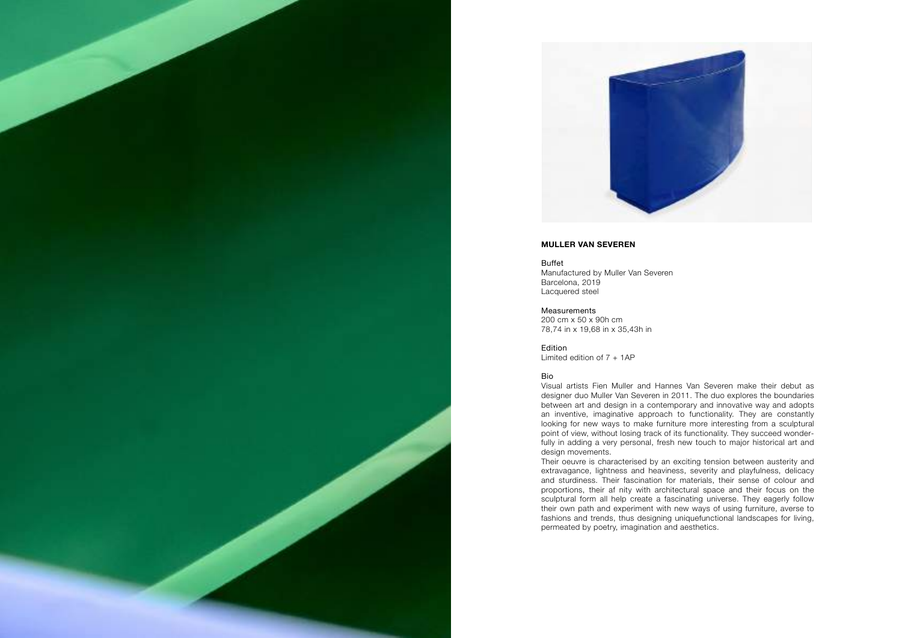## MULLER VAN SEVEREN

Buffet
Manufactured by Muller Van Severen
Barcelona, 2019
Lacquered steel

Measurements
200 cm x 50 x 90h cm
78,74 in x 19,68 in x 35,43h in

Edition
Limited edition of 7 + 1AP

Bio

Visual artists Fien Muller and Hannes Van Severen make their debut as designer duo Muller Van Severen in 2011. The duo explores the boundaries between art and design in a contemporary and innovative way and adopts an inventive, imaginative approach to functionality. They are constantly looking for new ways to make furniture more interesting from a sculptural point of view, without losing track of its functionality. They succeed wonderfully in adding a very personal, fresh new touch to major historical art and design movements.

Their oeuvre is characterised by an exciting tension between austerity and extravagance, lightness and heaviness, severity and playfulness, delicacy and sturdiness. Their fascination for materials, their sense of colour and proportions, their af nity with architectural space and their focus on the sculptural form all help create a fascinating universe. They eagerly follow their own path and experiment with new ways of using furniture, averse to fashions and trends, thus designing uniquefunctional landscapes for living, permeated by poetry, imagination and aesthetics.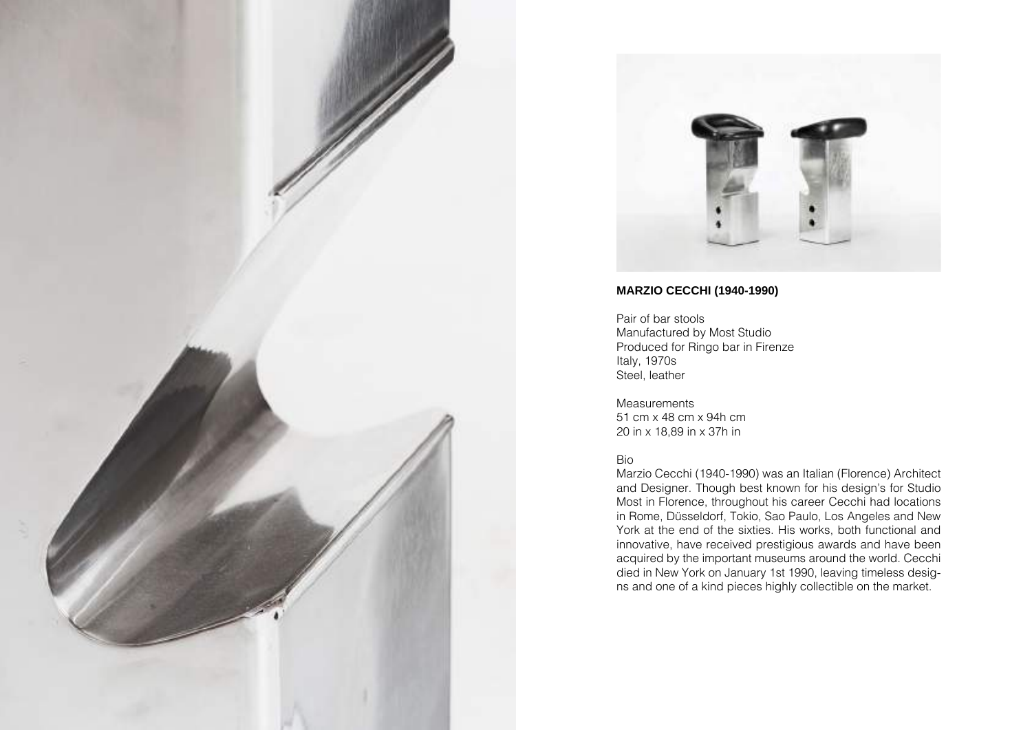**MARZIO CECCHI (1940-1990)**

Pair of bar stools
Manufactured by Most Studio
Produced for Ringo bar in Firenze
Italy, 1970s
Steel, leather

Measurements
51 cm x 48 cm x 94h cm
20 in x 18,89 in x 37h in

Bio
Marzio Cecchi (1940-1990) was an Italian (Florence) Architect and Designer. Though best known for his design's for Studio Most in Florence, throughout his career Cecchi had locations in Rome, Düsseldorf, Tokio, Sao Paulo, Los Angeles and New York at the end of the sixties. His works, both functional and innovative, have received prestigious awards and have been acquired by the important museums around the world. Cecchi died in New York on January 1st 1990, leaving timeless designs and one of a kind pieces highly collectible on the market.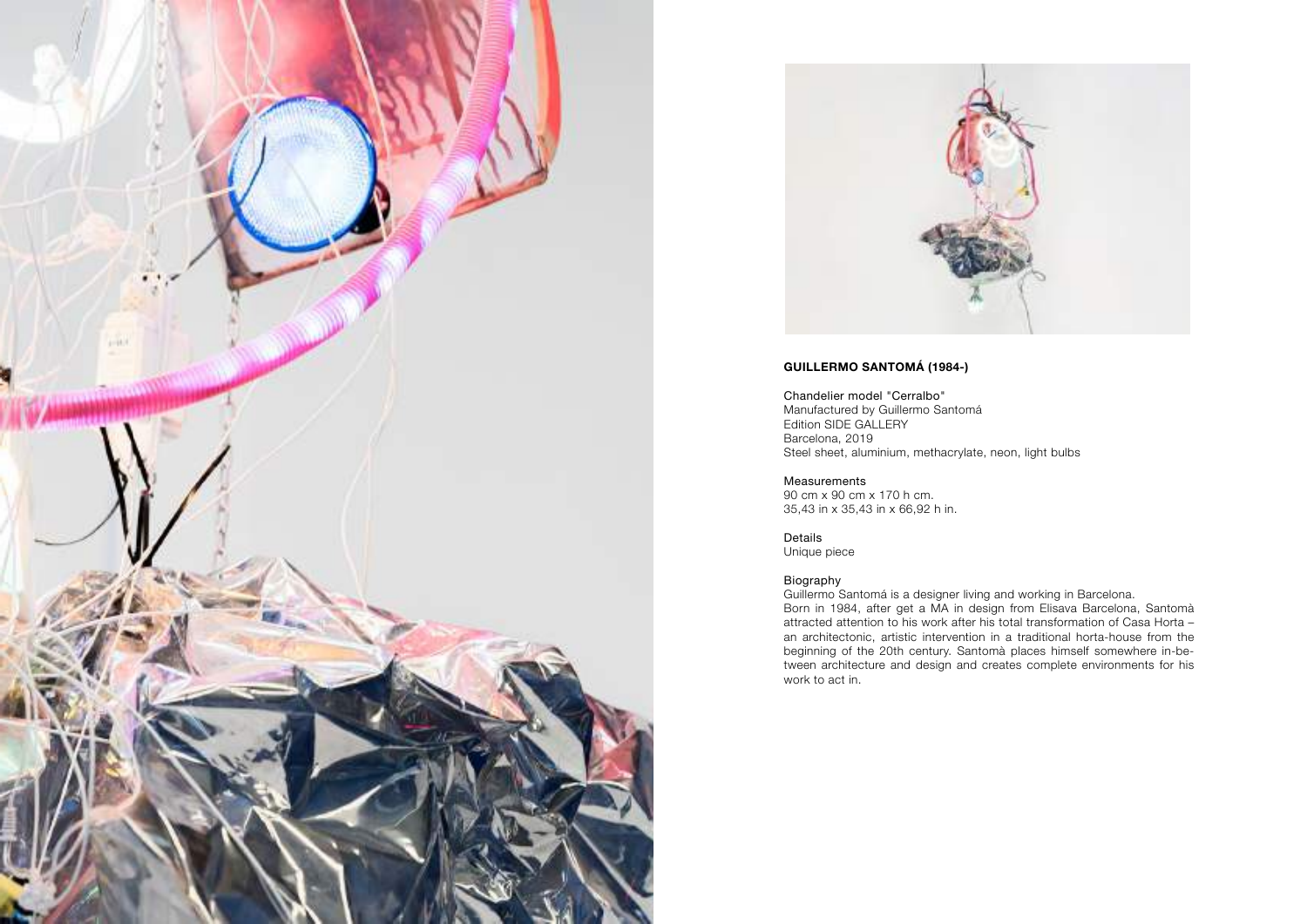**GUILLERMO SANTOMÁ (1984-)**

Chandelier model "Cerralbo"
Manufactured by Guillermo Santomá
Edition SIDE GALLERY
Barcelona, 2019
Steel sheet, aluminium, methacrylate, neon, light bulbs

Measurements
90 cm x 90 cm x 170 h cm.
35,43 in x 35,43 in x 66,92 h in.

Details
Unique piece

Biography
Guillermo Santomá is a designer living and working in Barcelona.
Born in 1984, after get a MA in design from Elisava Barcelona, Santomà attracted attention to his work after his total transformation of Casa Horta – an architectonic, artistic intervention in a traditional horta-house from the beginning of the 20th century. Santomà places himself somewhere in-between architecture and design and creates complete environments for his work to act in.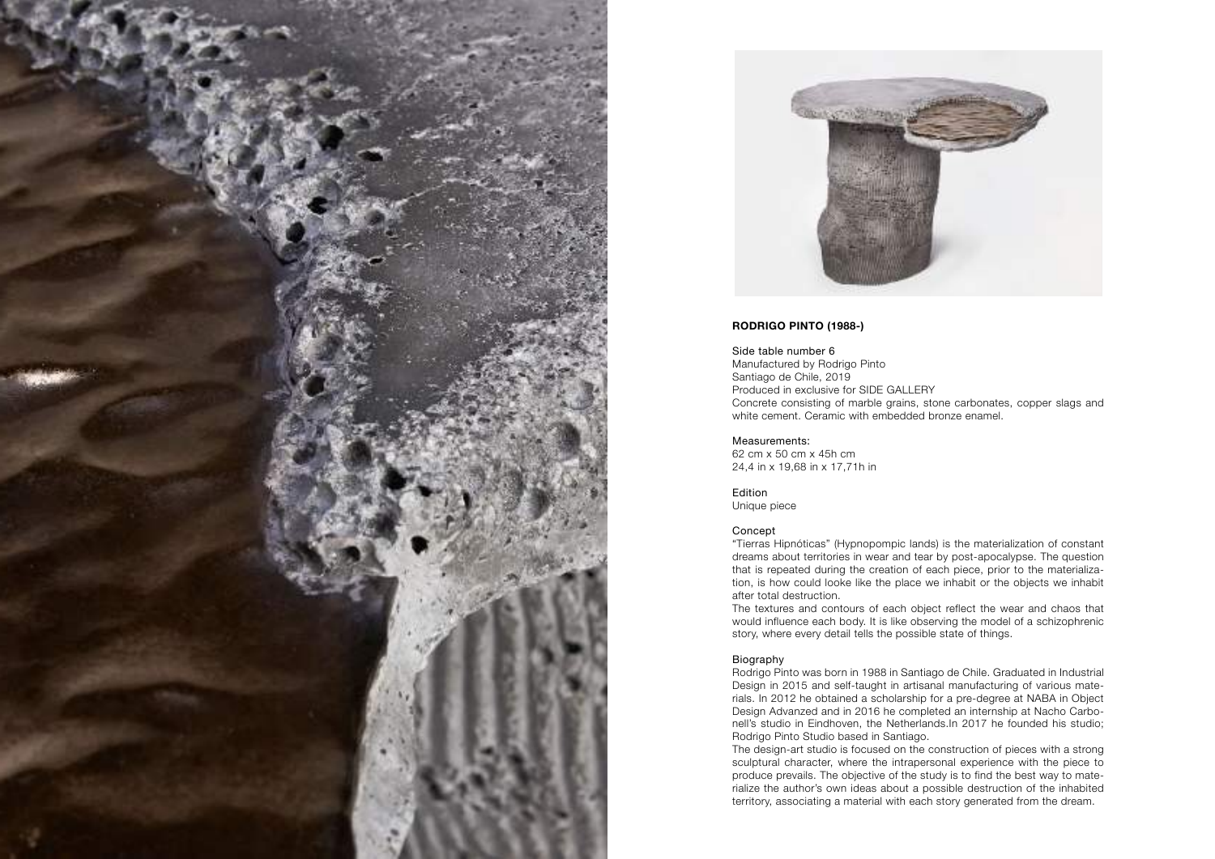**RODRIGO PINTO (1988-)**

Side table number 6
Manufactured by Rodrigo Pinto
Santiago de Chile, 2019
Produced in exclusive for SIDE GALLERY
Concrete consisting of marble grains, stone carbonates, copper slags and white cement. Ceramic with embedded bronze enamel.

Measurements:
62 cm x 50 cm x 45h cm
24,4 in x 19,68 in x 17,71h in

Edition
Unique piece

Concept
"Tierras Hipnóticas" (Hypnopompic lands) is the materialization of constant dreams about territories in wear and tear by post-apocalypse. The question that is repeated during the creation of each piece, prior to the materialization, is how could looke like the place we inhabit or the objects we inhabit after total destruction.
The textures and contours of each object reflect the wear and chaos that would influence each body. It is like observing the model of a schizophrenic story, where every detail tells the possible state of things.

Biography
Rodrigo Pinto was born in 1988 in Santiago de Chile. Graduated in Industrial Design in 2015 and self-taught in artisanal manufacturing of various materials. In 2012 he obtained a scholarship for a pre-degree at NABA in Object Design Advanzed and in 2016 he completed an internship at Nacho Carbonell's studio in Eindhoven, the Netherlands.In 2017 he founded his studio; Rodrigo Pinto Studio based in Santiago.
The design-art studio is focused on the construction of pieces with a strong sculptural character, where the intrapersonal experience with the piece to produce prevails. The objective of the study is to find the best way to materialize the author's own ideas about a possible destruction of the inhabited territory, associating a material with each story generated from the dream.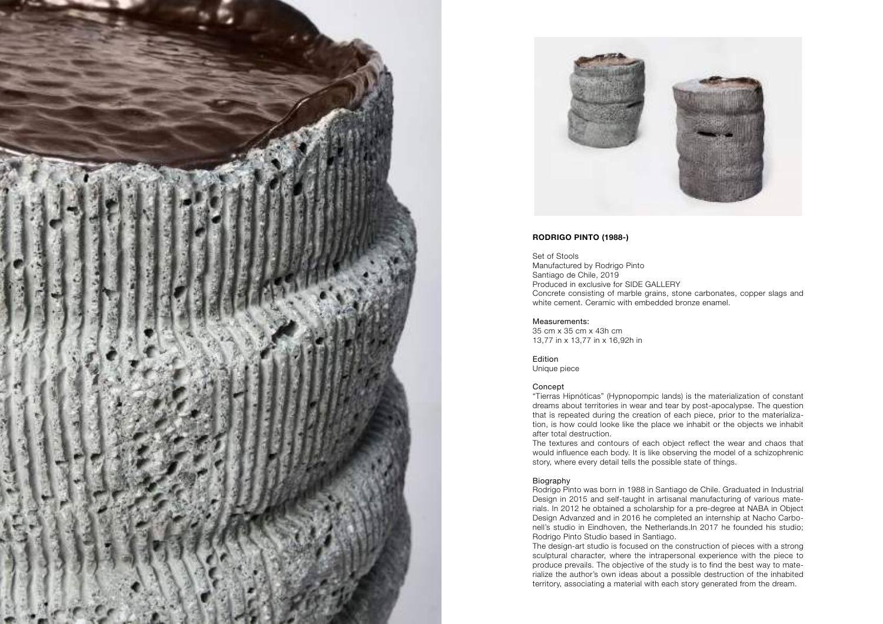**RODRIGO PINTO (1988-)**

Set of Stools
Manufactured by Rodrigo Pinto
Santiago de Chile, 2019
Produced in exclusive for SIDE GALLERY
Concrete consisting of marble grains, stone carbonates, copper slags and white cement. Ceramic with embedded bronze enamel.

Measurements:
35 cm x 35 cm x 43h cm
13,77 in x 13,77 in x 16,92h in

Edition
Unique piece

Concept
"Tierras Hipnóticas" (Hypnopompic lands) is the materialization of constant dreams about territories in wear and tear by post-apocalypse. The question that is repeated during the creation of each piece, prior to the materialization, is how could looke like the place we inhabit or the objects we inhabit after total destruction.
The textures and contours of each object reflect the wear and chaos that would influence each body. It is like observing the model of a schizophrenic story, where every detail tells the possible state of things.

Biography
Rodrigo Pinto was born in 1988 in Santiago de Chile. Graduated in Industrial Design in 2015 and self-taught in artisanal manufacturing of various materials. In 2012 he obtained a scholarship for a pre-degree at NABA in Object Design Advanzed and in 2016 he completed an internship at Nacho Carbonell's studio in Eindhoven, the Netherlands.In 2017 he founded his studio; Rodrigo Pinto Studio based in Santiago.
The design-art studio is focused on the construction of pieces with a strong sculptural character, where the intrapersonal experience with the piece to produce prevails. The objective of the study is to find the best way to materialize the author's own ideas about a possible destruction of the inhabited territory, associating a material with each story generated from the dream.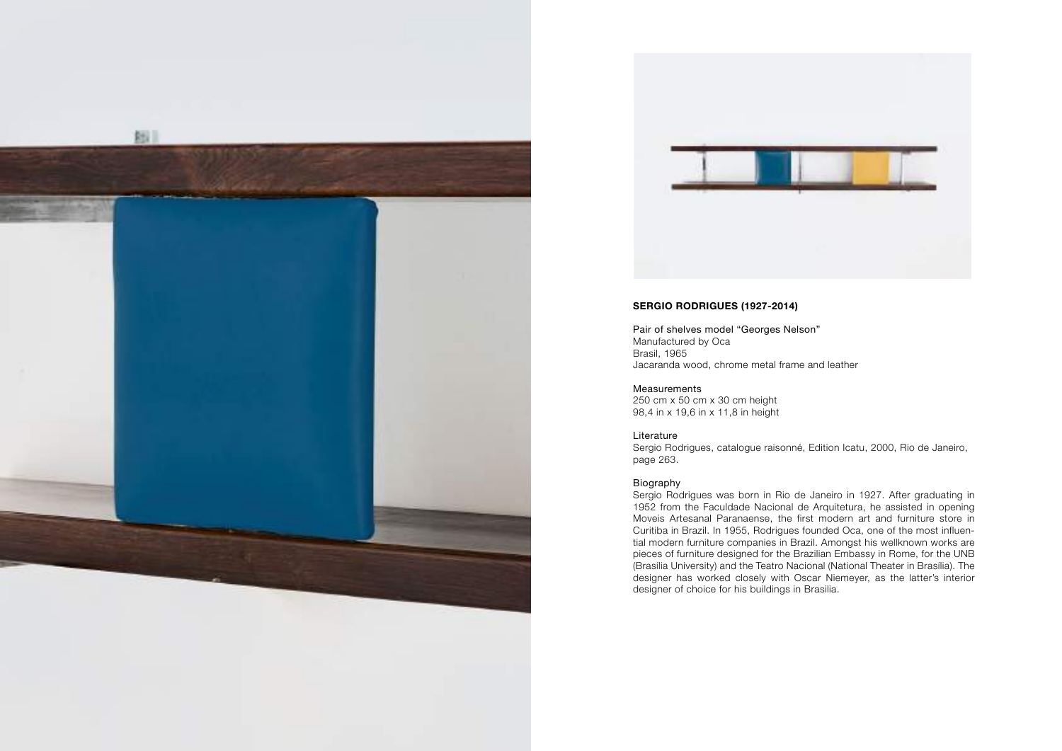**SERGIO RODRIGUES (1927-2014)**

Pair of shelves model “Georges Nelson”
Manufactured by Oca
Brasil, 1965
Jacaranda wood, chrome metal frame and leather

Measurements
250 cm x 50 cm x 30 cm height
98,4 in x 19,6 in x 11,8 in height

Literature
Sergio Rodrigues, catalogue raisonné, Edition Icatu, 2000, Rio de Janeiro, page 263.

Biography
Sergio Rodrigues was born in Rio de Janeiro in 1927. After graduating in 1952 from the Faculdade Nacional de Arquitetura, he assisted in opening Moveis Artesanal Paranaense, the first modern art and furniture store in Curitiba in Brazil. In 1955, Rodrigues founded Oca, one of the most influential modern furniture companies in Brazil. Amongst his wellknown works are pieces of furniture designed for the Brazilian Embassy in Rome, for the UNB (Brasília University) and the Teatro Nacional (National Theater in Brasília). The designer has worked closely with Oscar Niemeyer, as the latter's interior designer of choice for his buildings in Brasilia.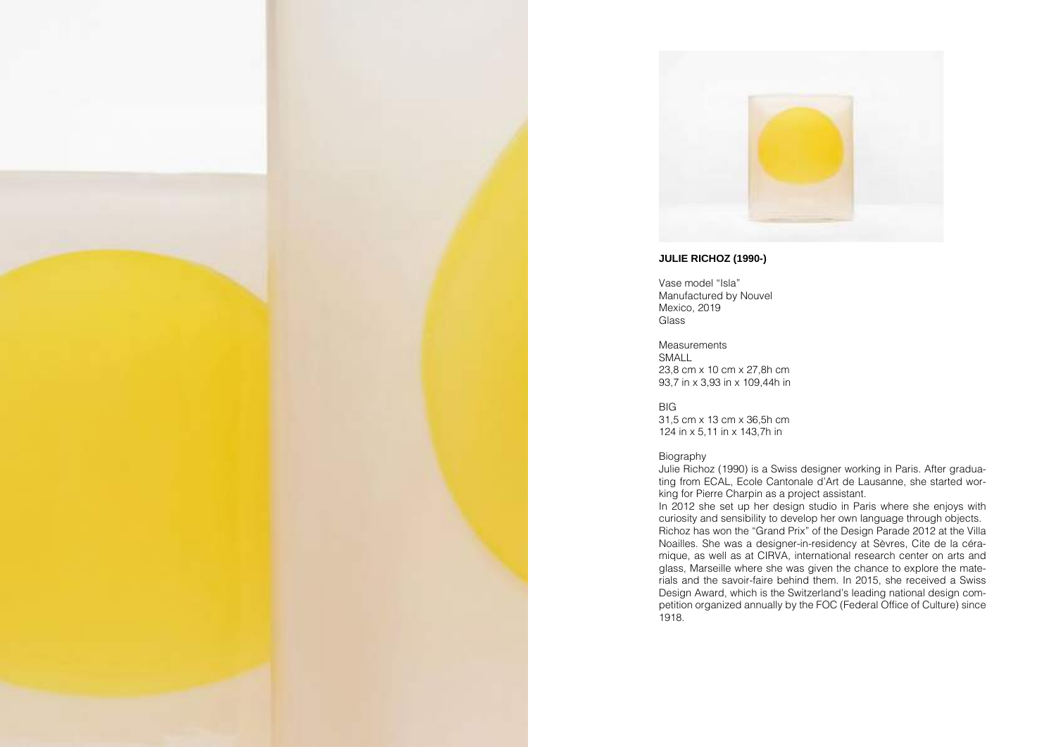## JULIE RICHOZ (1990-)

Vase model "Isla"
Manufactured by Nouvel
Mexico, 2019
Glass

Measurements
SMALL
23,8 cm x 10 cm x 27,8h cm
93,7 in x 3,93 in x 109,44h in

BIG
31,5 cm x 13 cm x 36,5h cm
124 in x 5,11 in x 143,7h in

Biography
Julie Richoz (1990) is a Swiss designer working in Paris. After graduating from ECAL, Ecole Cantonale d'Art de Lausanne, she started working for Pierre Charpin as a project assistant.
In 2012 she set up her design studio in Paris where she enjoys with curiosity and sensibility to develop her own language through objects.
Richoz has won the "Grand Prix" of the Design Parade 2012 at the Villa Noailles. She was a designer-in-residency at Sèvres, Cite de la céramique, as well as at CIRVA, international research center on arts and glass, Marseille where she was given the chance to explore the materials and the savoir-faire behind them. In 2015, she received a Swiss Design Award, which is the Switzerland's leading national design competition organized annually by the FOC (Federal Office of Culture) since 1918.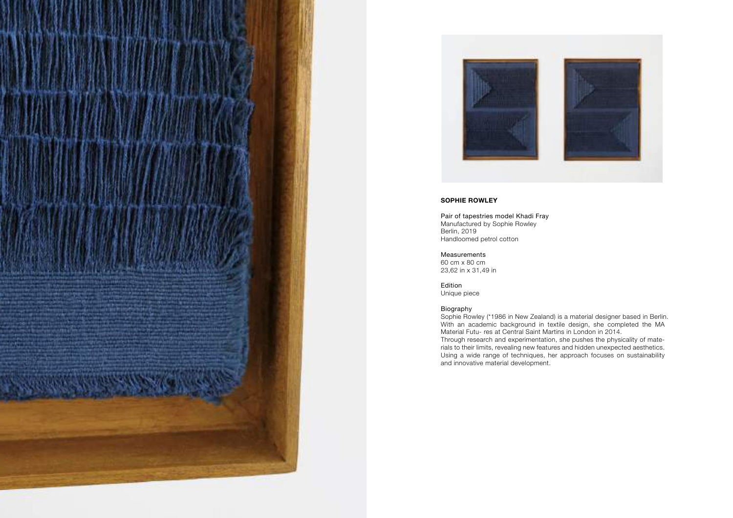**SOPHIE ROWLEY**

Pair of tapestries model Khadi Fray
Manufactured by Sophie Rowley
Berlin, 2019
Handloomed petrol cotton

Measurements
60 cm x 80 cm
23,62 in x 31,49 in

Edition
Unique piece

Biography
Sophie Rowley (*1986 in New Zealand) is a material designer based in Berlin. With an academic background in textile design, she completed the MA Material Futu- res at Central Saint Martins in London in 2014.
Through research and experimentation, she pushes the physicality of mate- rials to their limits, revealing new features and hidden unexpected aesthetics. Using a wide range of techniques, her approach focuses on sustainability and innovative material development.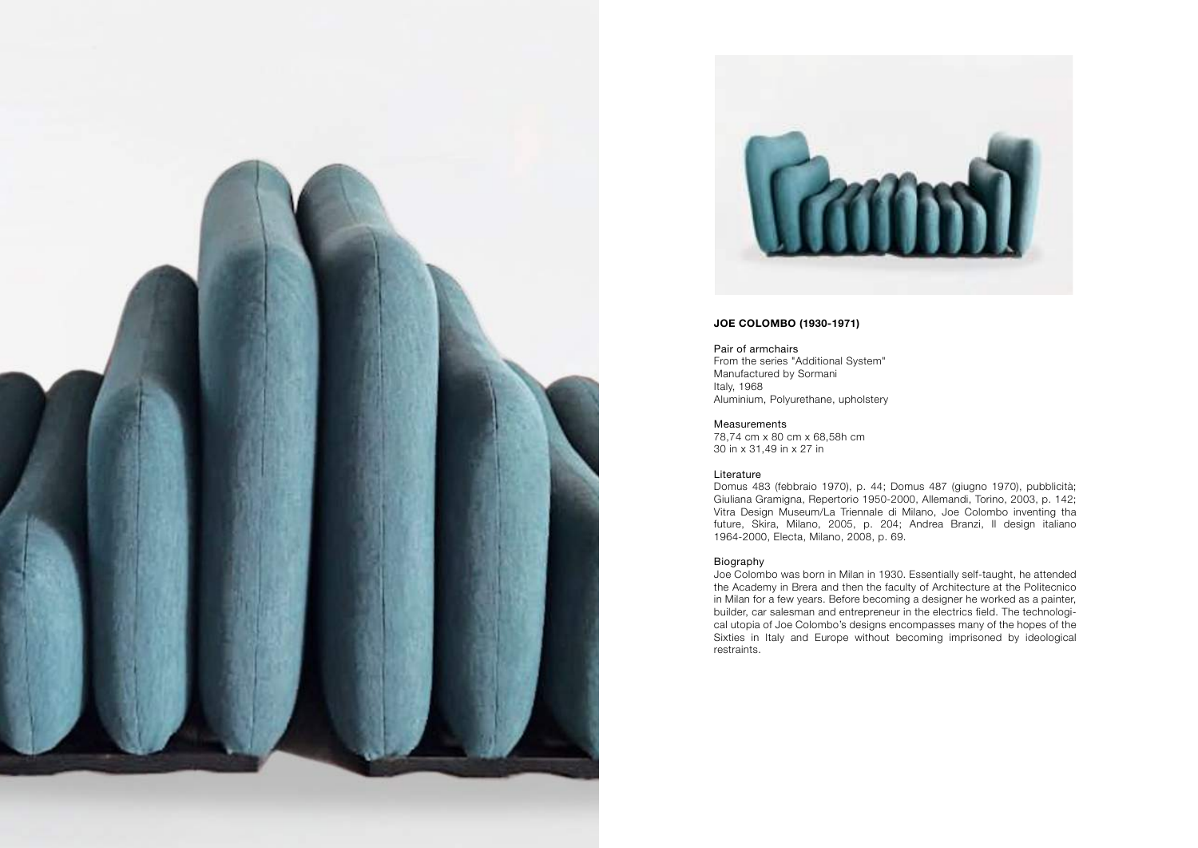**JOE COLOMBO (1930-1971)**

Pair of armchairs
From the series "Additional System"
Manufactured by Sormani
Italy, 1968
Aluminium, Polyurethane, upholstery

Measurements
78,74 cm x 80 cm x 68,58h cm
30 in x 31,49 in x 27 in

Literature
Domus 483 (febbraio 1970), p. 44; Domus 487 (giugno 1970), pubblicità; Giuliana Gramigna, Repertorio 1950-2000, Allemandi, Torino, 2003, p. 142; Vitra Design Museum/La Triennale di Milano, Joe Colombo inventing tha future, Skira, Milano, 2005, p. 204; Andrea Branzi, Il design italiano 1964-2000, Electa, Milano, 2008, p. 69.

Biography
Joe Colombo was born in Milan in 1930. Essentially self-taught, he attended the Academy in Brera and then the faculty of Architecture at the Politecnico in Milan for a few years. Before becoming a designer he worked as a painter, builder, car salesman and entrepreneur in the electrics field. The technological utopia of Joe Colombo's designs encompasses many of the hopes of the Sixties in Italy and Europe without becoming imprisoned by ideological restraints.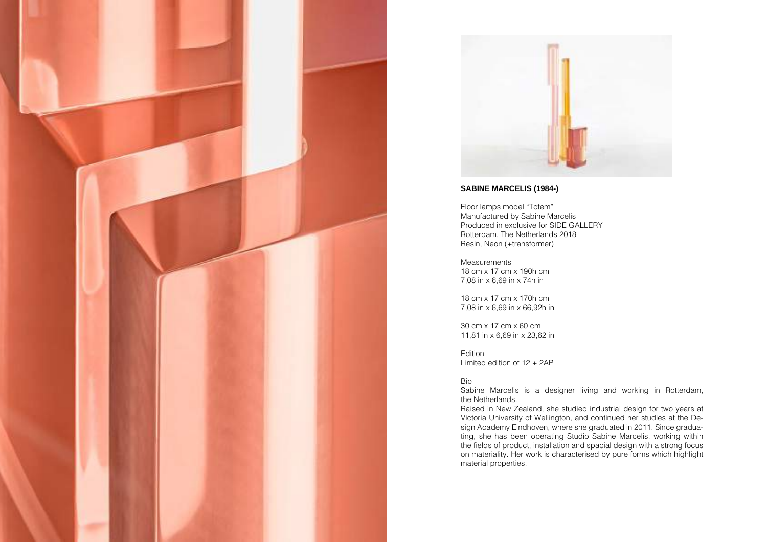**SABINE MARCELIS (1984-)**

Floor lamps model “Totem”
Manufactured by Sabine Marcelis
Produced in exclusive for SIDE GALLERY
Rotterdam, The Netherlands 2018
Resin, Neon (+transformer)

Measurements
18 cm x 17 cm x 190h cm
7,08 in x 6,69 in x 74h in

18 cm x 17 cm x 170h cm
7,08 in x 6,69 in x 66,92h in

30 cm x 17 cm x 60 cm
11,81 in x 6,69 in x 23,62 in

Edition
Limited edition of 12 + 2AP

Bio
Sabine Marcelis is a designer living and working in Rotterdam, the Netherlands.
Raised in New Zealand, she studied industrial design for two years at Victoria University of Wellington, and continued her studies at the Design Academy Eindhoven, where she graduated in 2011. Since graduating, she has been operating Studio Sabine Marcelis, working within the fields of product, installation and spacial design with a strong focus on materiality. Her work is characterised by pure forms which highlight material properties.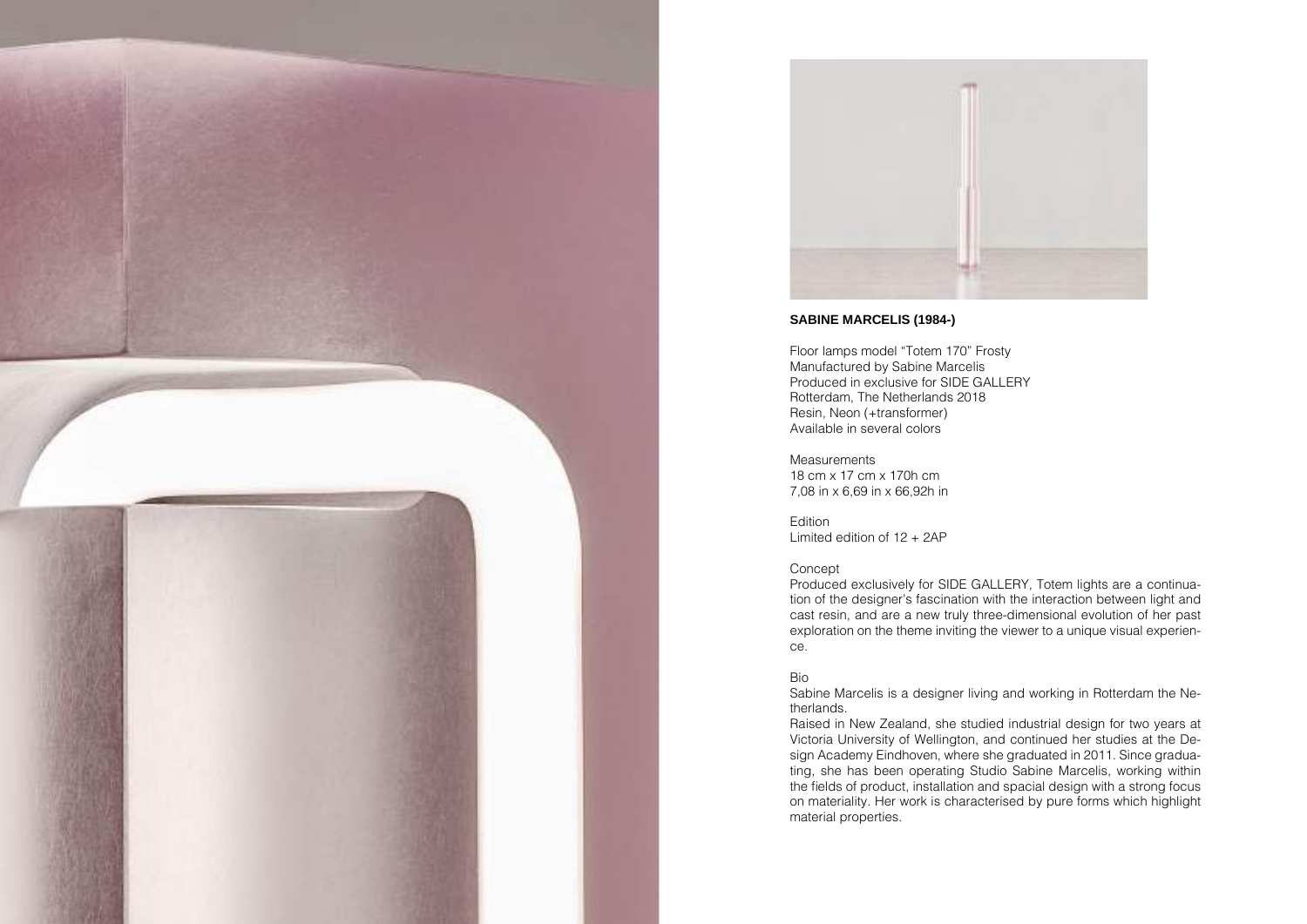**SABINE MARCELIS (1984-)**

Floor lamps model "Totem 170" Frosty
Manufactured by Sabine Marcelis
Produced in exclusive for SIDE GALLERY
Rotterdam, The Netherlands 2018
Resin, Neon (+transformer)
Available in several colors

Measurements
18 cm x 17 cm x 170h cm
7,08 in x 6,69 in x 66,92h in

Edition
Limited edition of 12 + 2AP

Concept
Produced exclusively for SIDE GALLERY, Totem lights are a continuation of the designer's fascination with the interaction between light and cast resin, and are a new truly three-dimensional evolution of her past exploration on the theme inviting the viewer to a unique visual experience.

Bio
Sabine Marcelis is a designer living and working in Rotterdam the Netherlands.
Raised in New Zealand, she studied industrial design for two years at Victoria University of Wellington, and continued her studies at the Design Academy Eindhoven, where she graduated in 2011. Since graduating, she has been operating Studio Sabine Marcelis, working within the fields of product, installation and spacial design with a strong focus on materiality. Her work is characterised by pure forms which highlight material properties.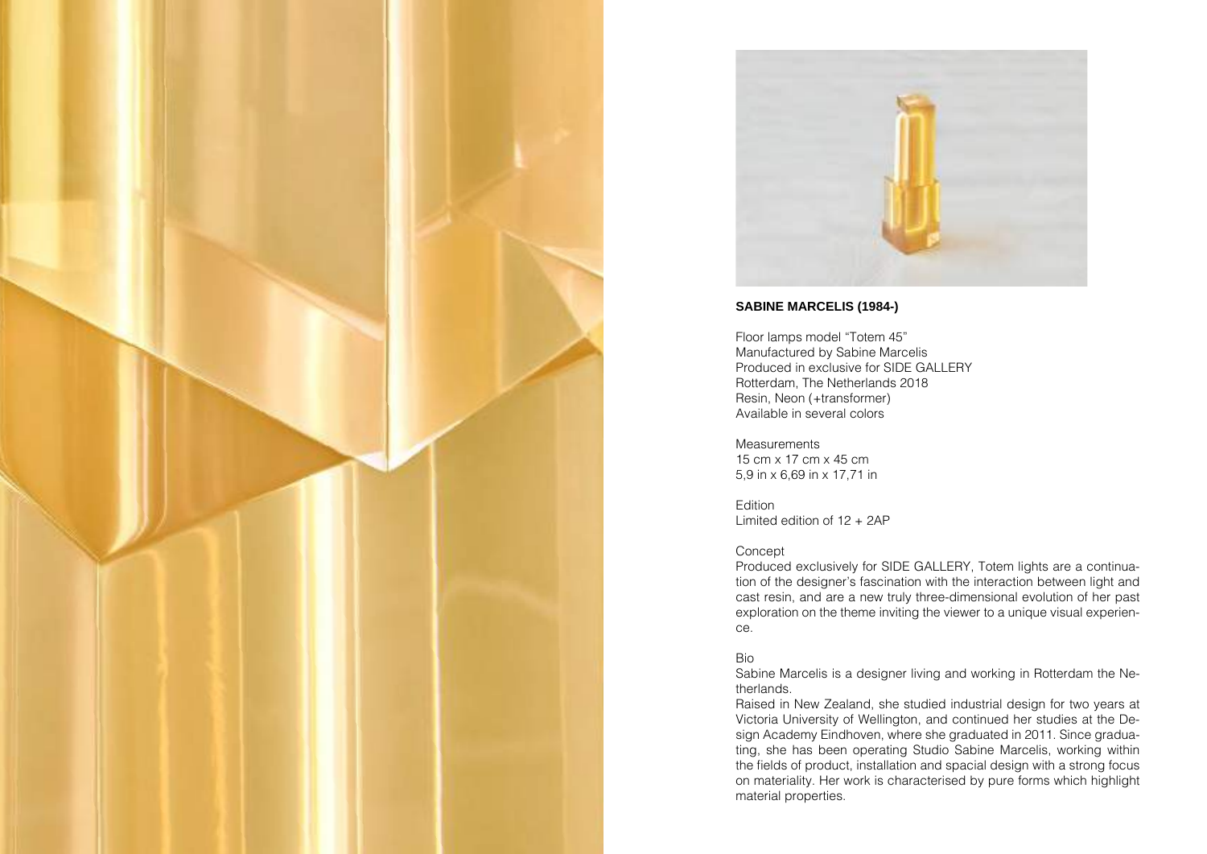**SABINE MARCELIS (1984-)**

Floor lamps model “Totem 45”
Manufactured by Sabine Marcelis
Produced in exclusive for SIDE GALLERY
Rotterdam, The Netherlands 2018
Resin, Neon (+transformer)
Available in several colors

Measurements
15 cm x 17 cm x 45 cm
5,9 in x 6,69 in x 17,71 in

Edition
Limited edition of 12 + 2AP

Concept
Produced exclusively for SIDE GALLERY, Totem lights are a continuation of the designer’s fascination with the interaction between light and cast resin, and are a new truly three-dimensional evolution of her past exploration on the theme inviting the viewer to a unique visual experience.

Bio
Sabine Marcelis is a designer living and working in Rotterdam the Netherlands.
Raised in New Zealand, she studied industrial design for two years at Victoria University of Wellington, and continued her studies at the Design Academy Eindhoven, where she graduated in 2011. Since graduating, she has been operating Studio Sabine Marcelis, working within the fields of product, installation and spacial design with a strong focus on materiality. Her work is characterised by pure forms which highlight material properties.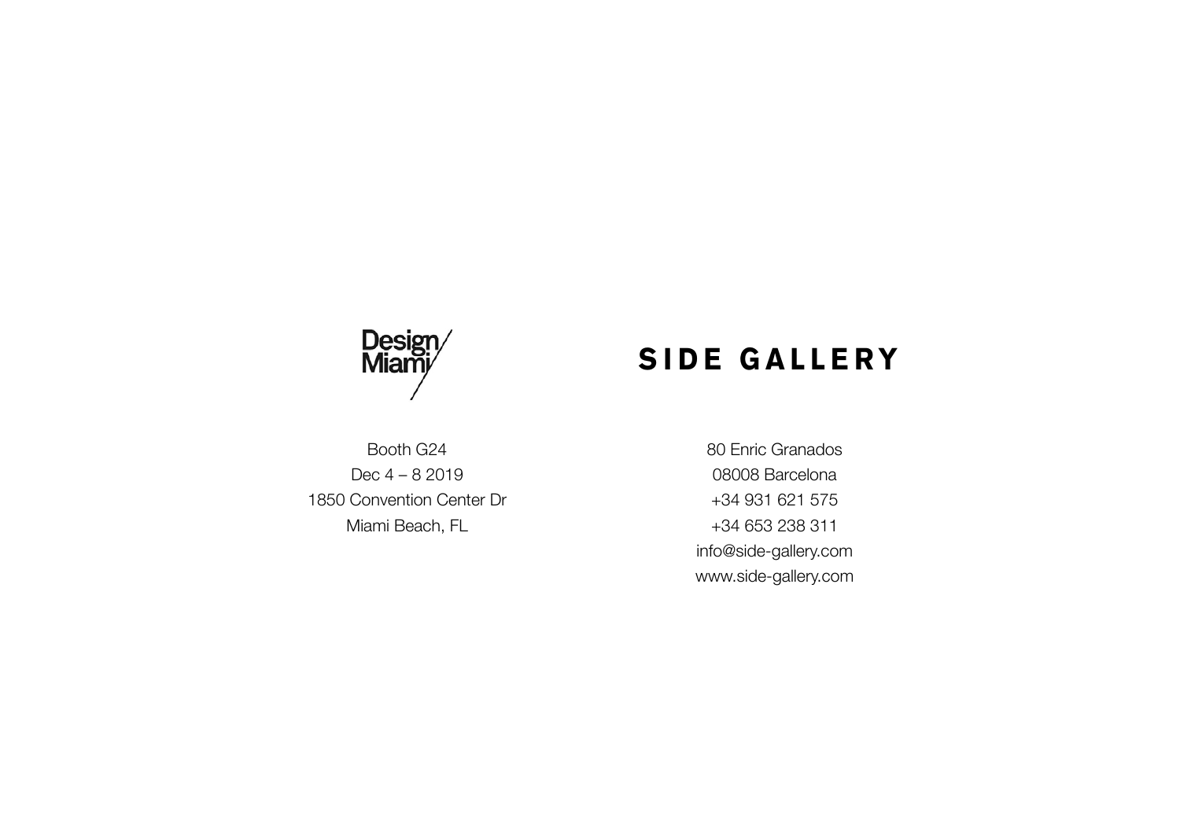Design
Miami/

Booth G24
Dec 4 – 8 2019
1850 Convention Center Dr
Miami Beach, FL

# SIDE GALLERY

80 Enric Granados
08008 Barcelona
+34 931 621 575
+34 653 238 311
info@side-gallery.com
www.side-gallery.com